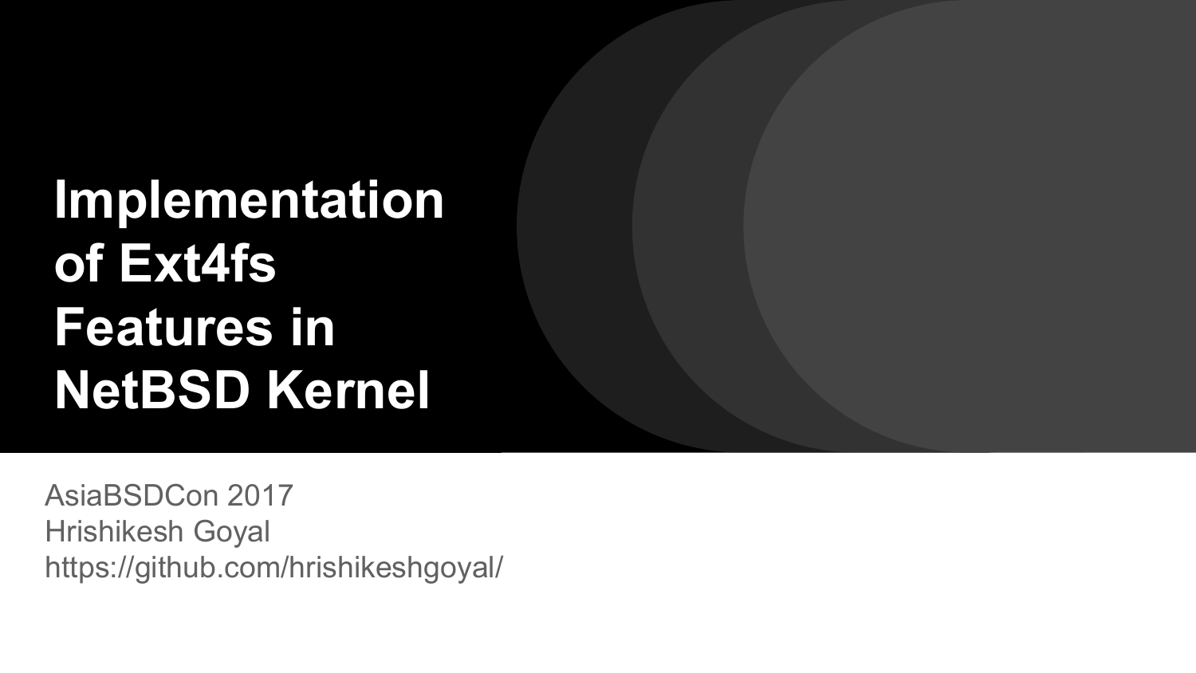# Implementation of Ext4fs Features in NetBSD Kernel

AsiaBSDCon 2017
Hrishikesh Goyal
https://github.com/hrishikeshgoyal/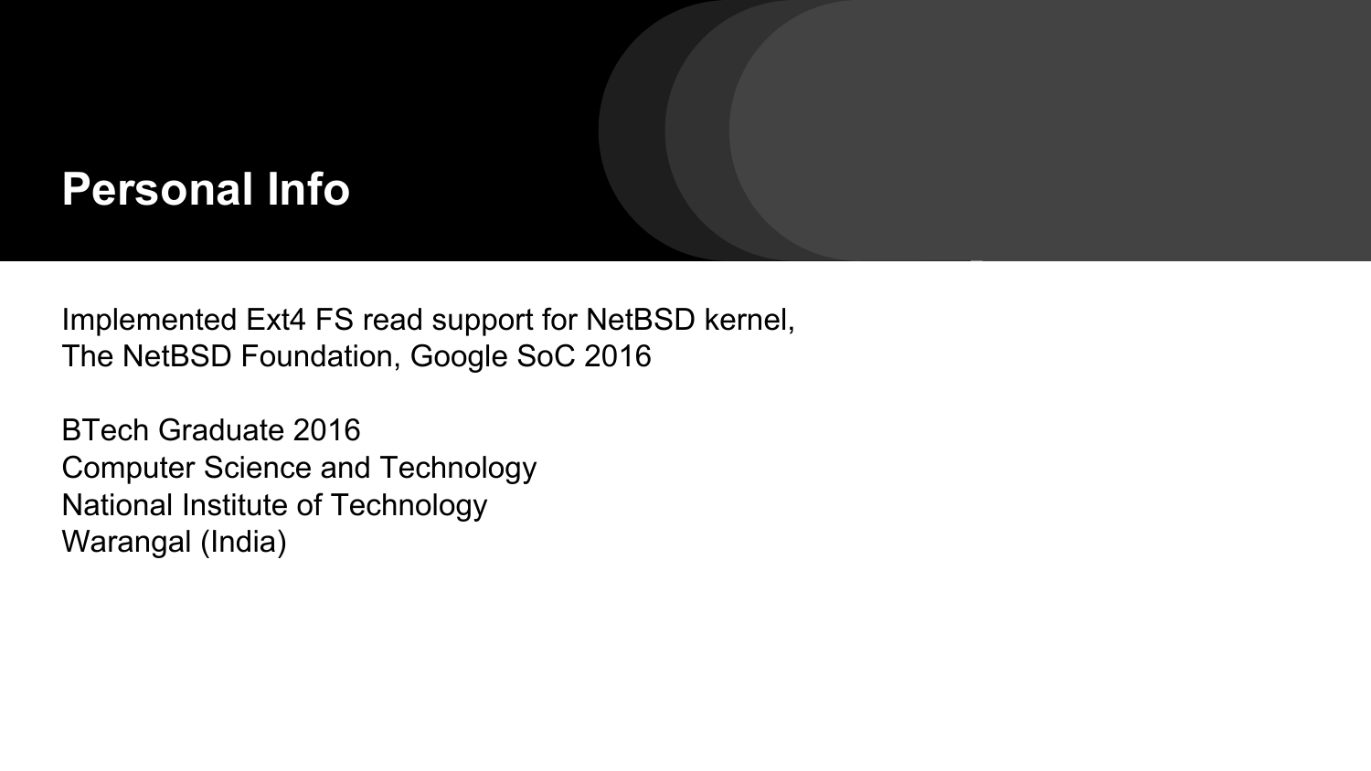# Personal Info

Implemented Ext4 FS read support for NetBSD kernel,
The NetBSD Foundation, Google SoC 2016

BTech Graduate 2016
Computer Science and Technology
National Institute of Technology
Warangal (India)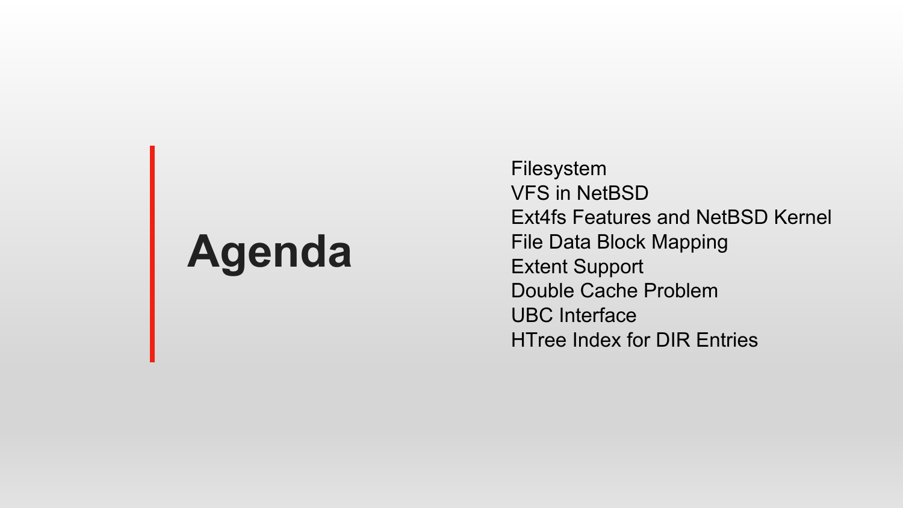# Agenda

- Filesystem
- VFS in NetBSD
- Ext4fs Features and NetBSD Kernel
- File Data Block Mapping
- Extent Support
- Double Cache Problem
- UBC Interface
- HTree Index for DIR Entries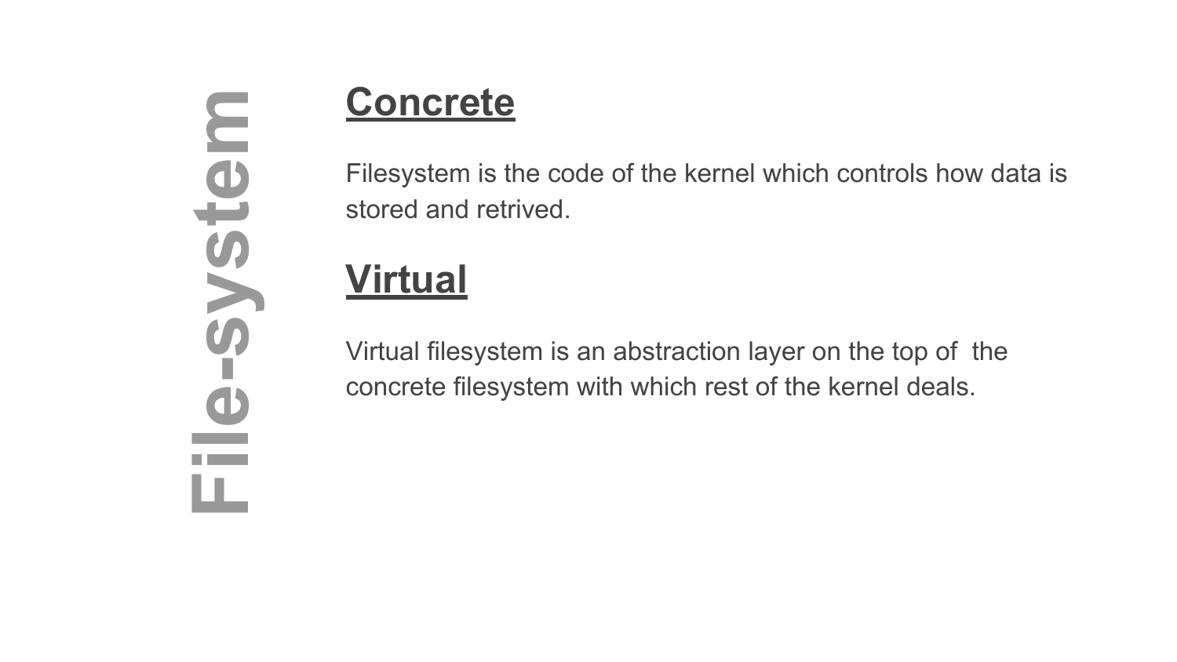# File-system

## Concrete

Filesystem is the code of the kernel which controls how data is stored and retrived.

## Virtual

Virtual filesystem is an abstraction layer on the top of the concrete filesystem with which rest of the kernel deals.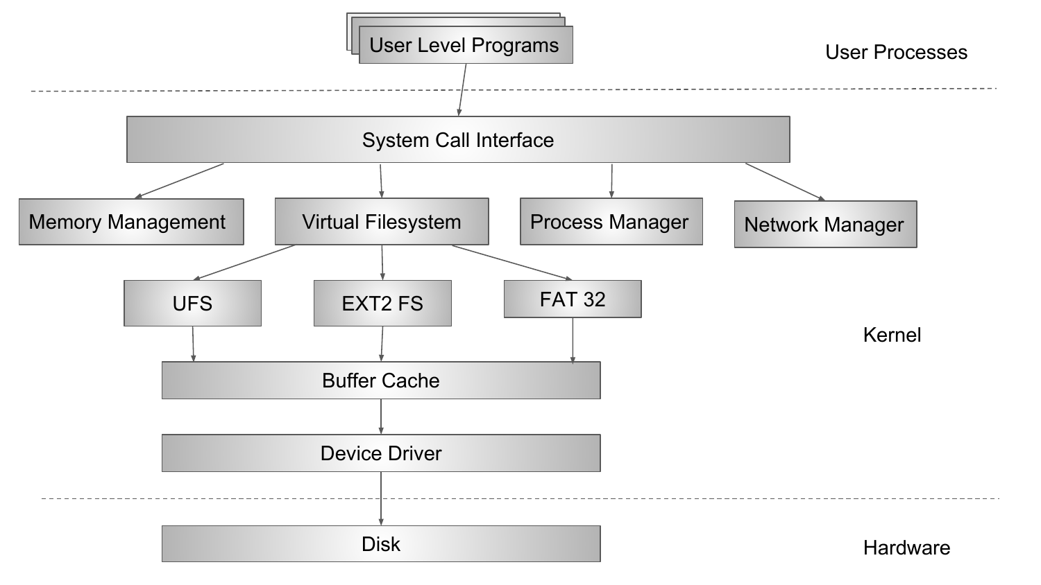User Level Programs

User Processes

System Call Interface

Memory Management

Virtual Filesystem

Process Manager

Network Manager

UFS

EXT2 FS

FAT 32

Kernel

Buffer Cache

Device Driver

Disk

Hardware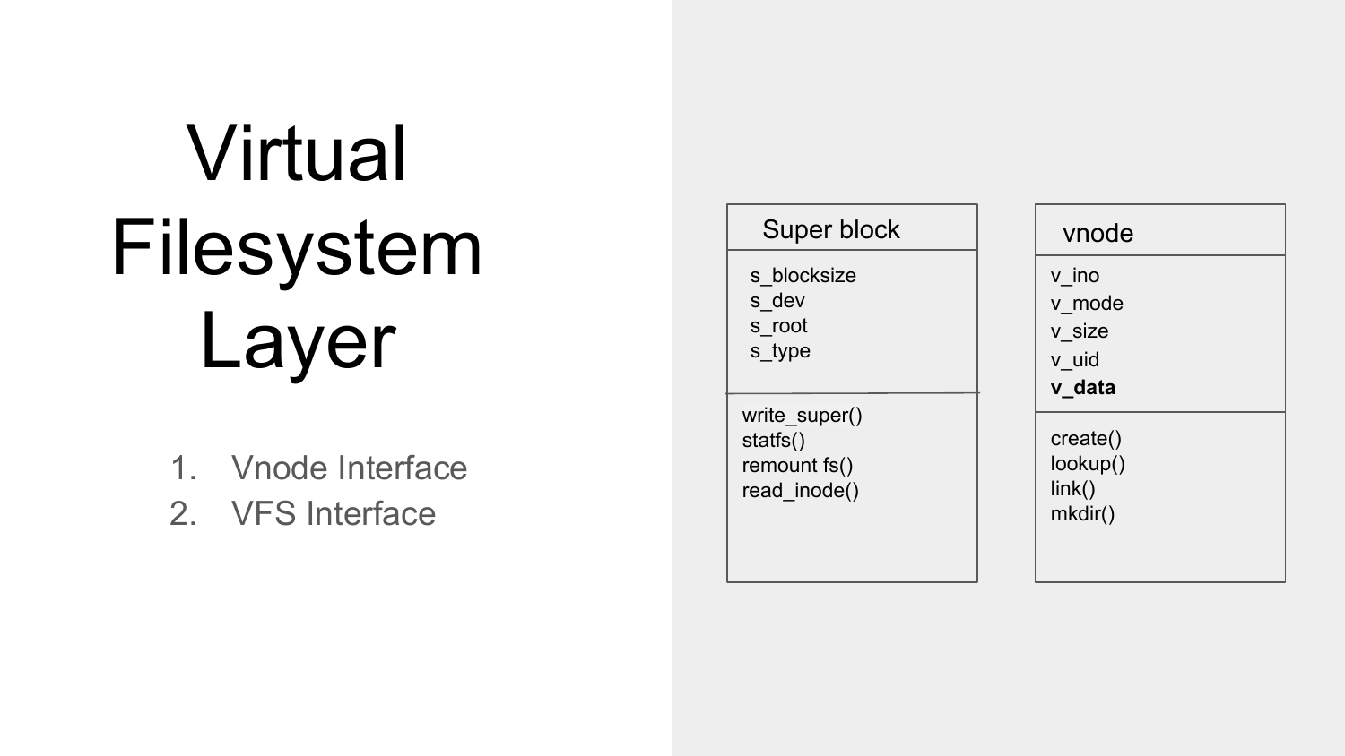# Virtual Filesystem Layer

1. Vnode Interface
2. VFS Interface

**Super block**

s_blocksize
s_dev
s_root
s_type

write_super()
statfs()
remount fs()
read_inode()

**vnode**

v_ino
v_mode
v_size
v_uid
**v_data**

create()
lookup()
link()
mkdir()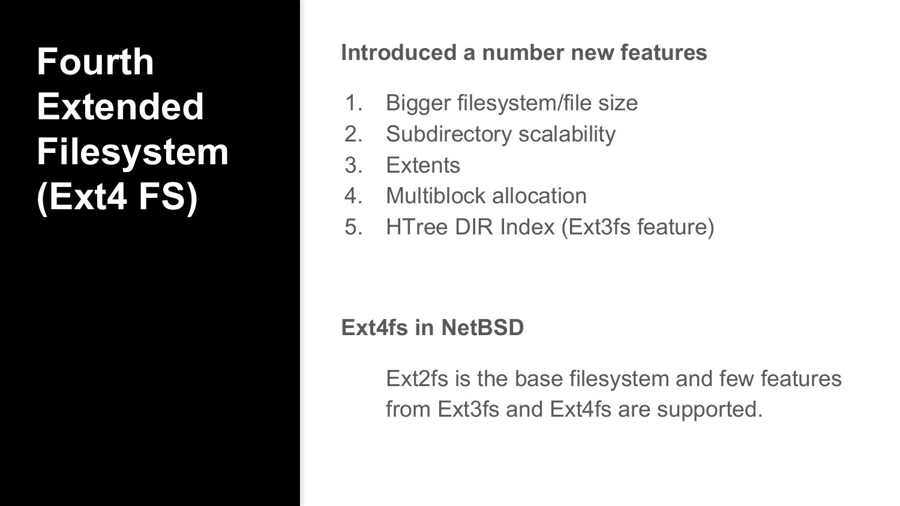# Fourth Extended Filesystem (Ext4 FS)

**Introduced a number new features**

1. Bigger filesystem/file size
2. Subdirectory scalability
3. Extents
4. Multiblock allocation
5. HTree DIR Index (Ext3fs feature)

**Ext4fs in NetBSD**

Ext2fs is the base filesystem and few features from Ext3fs and Ext4fs are supported.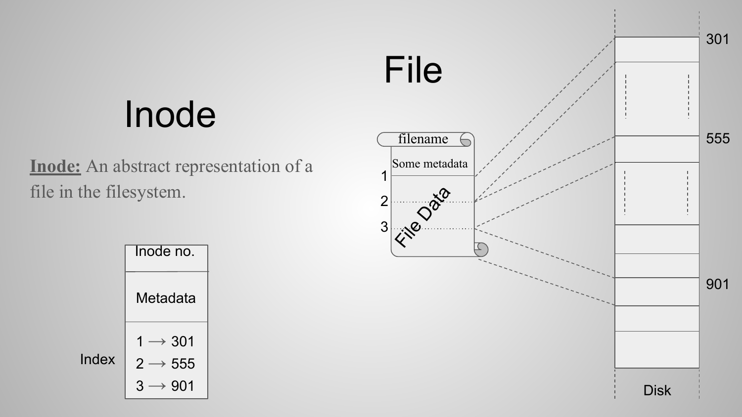# Inode

**Inode:** An abstract representation of a file in the filesystem.

| Inode no. |
| --- |
| Metadata |
| 1 → 301<br>2 → 555<br>3 → 901 |

Index

# File

filename

Some metadata

1

2

3

File Data

301

555

901

Disk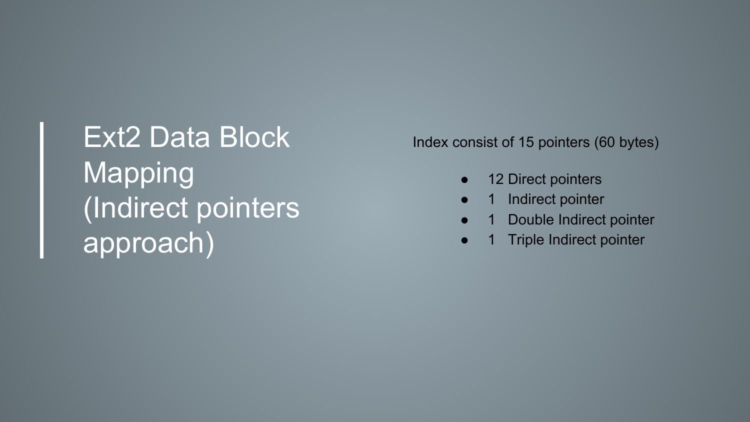# Ext2 Data Block Mapping (Indirect pointers approach)

Index consist of 15 pointers (60 bytes)

- 12 Direct pointers
- 1 Indirect pointer
- 1 Double Indirect pointer
- 1 Triple Indirect pointer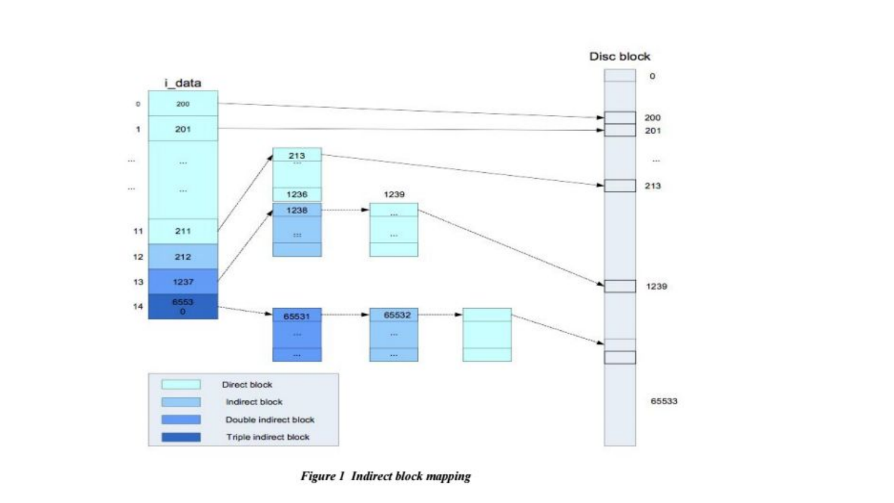*Figure 1 Indirect block mapping*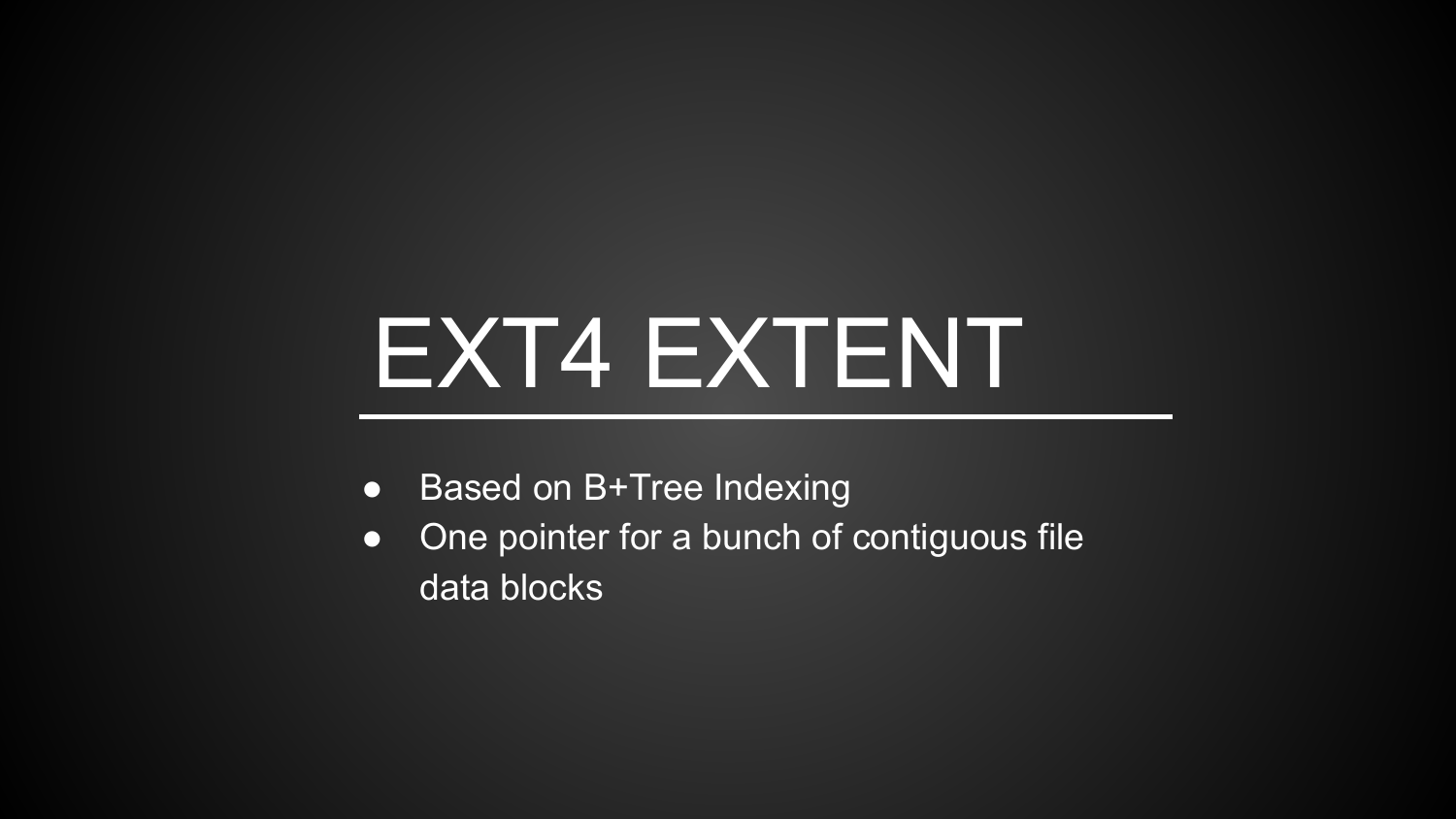# EXT4 EXTENT

- Based on B+Tree Indexing
- One pointer for a bunch of contiguous file data blocks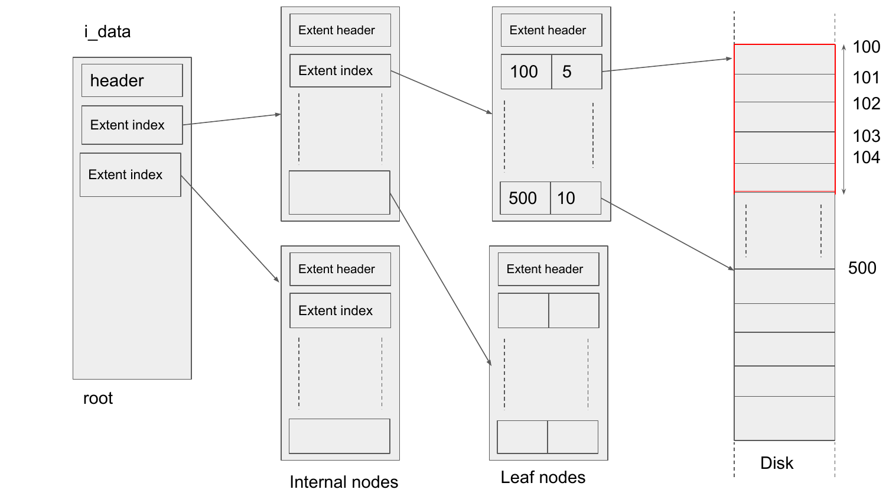i_data

header

Extent index

Extent index

root

Extent header

Extent index

Extent header

Extent index

Internal nodes

Extent header

100 | 5

500 | 10

Extent header

Leaf nodes

100

101

102

103

104

500

Disk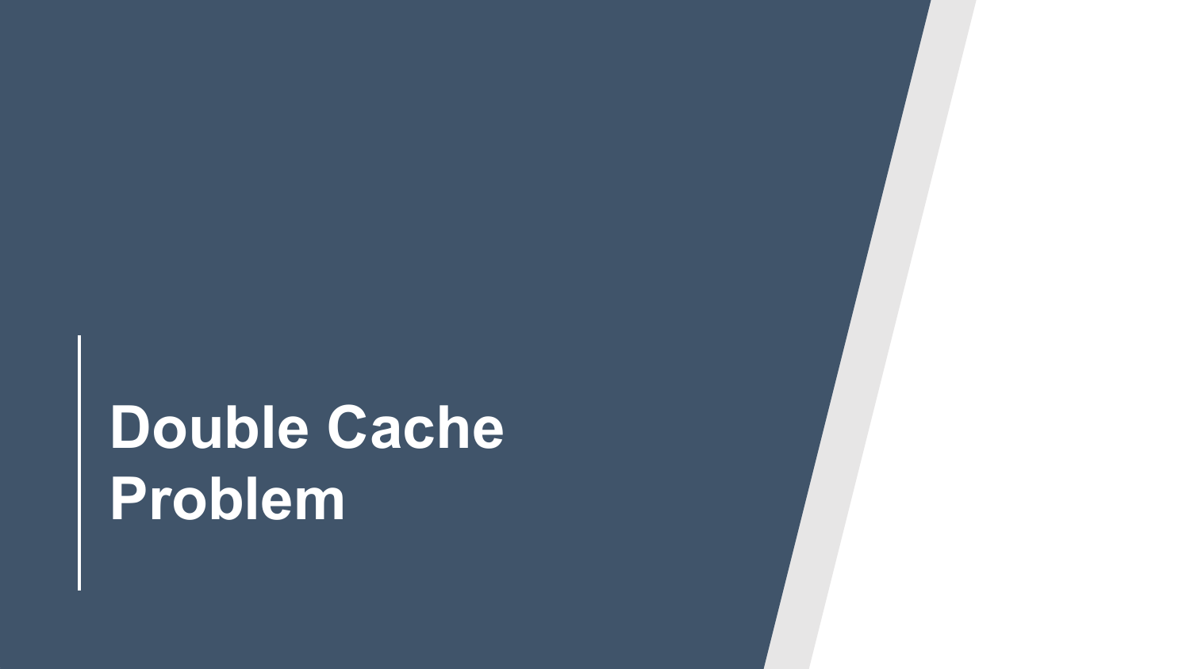# Double Cache Problem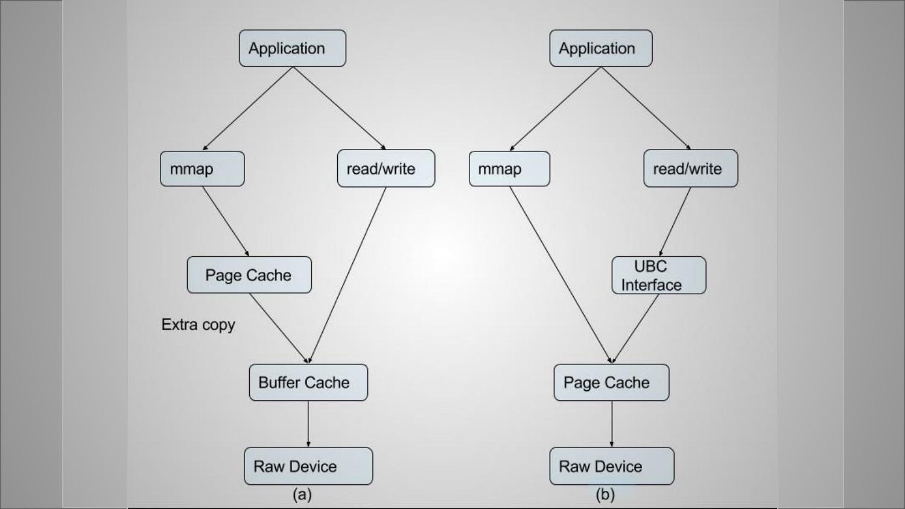Application

mmap

read/write

Page Cache

Extra copy

Buffer Cache

Raw Device

(a)

Application

mmap

read/write

UBC Interface

Page Cache

Raw Device

(b)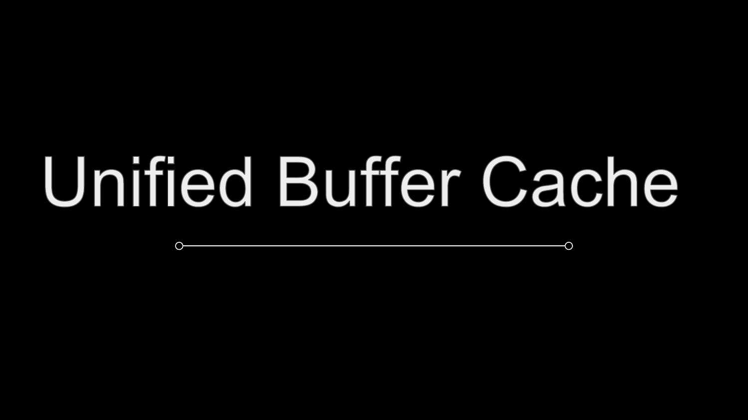# Unified Buffer Cache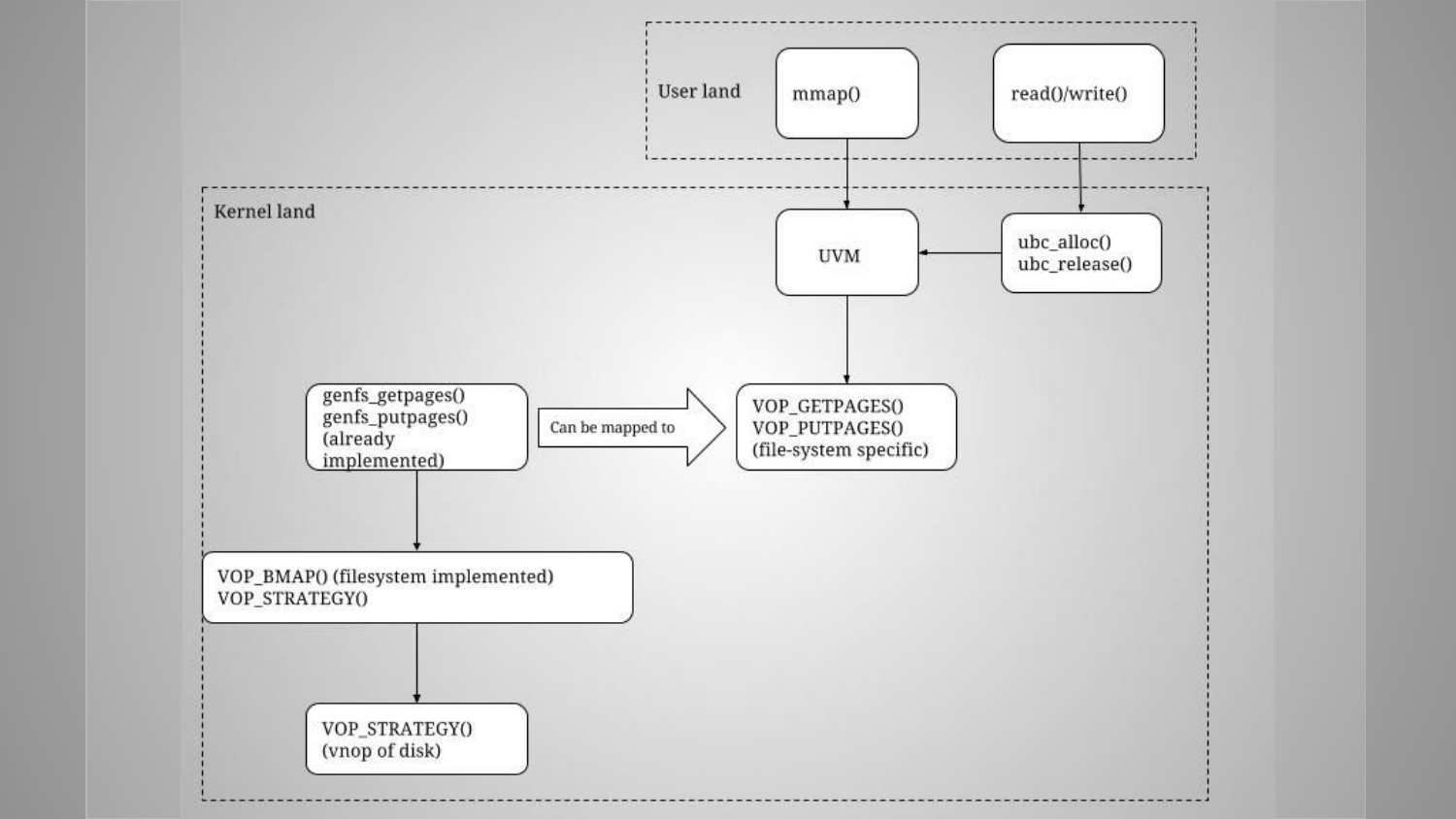User land

mmap()

read()/write()

Kernel land

UVM

ubc_alloc()
ubc_release()

genfs_getpages()
genfs_putpages()
(already implemented)

Can be mapped to

VOP_GETPAGES()
VOP_PUTPAGES()
(file-system specific)

VOP_BMAP() (filesystem implemented)
VOP_STRATEGY()

VOP_STRATEGY()
(vnop of disk)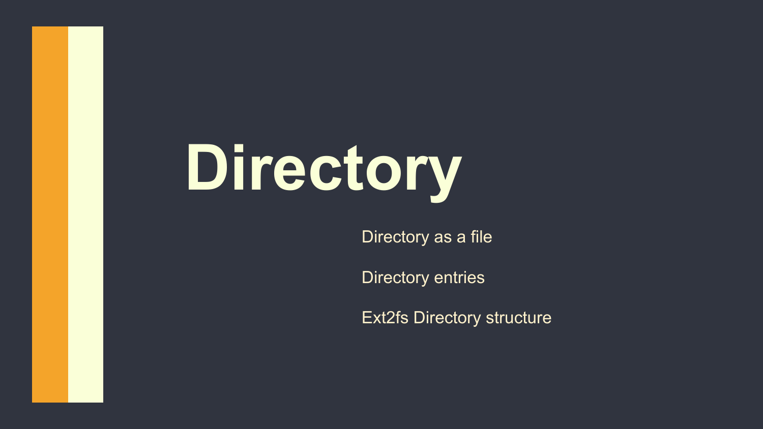# Directory

Directory as a file

Directory entries

Ext2fs Directory structure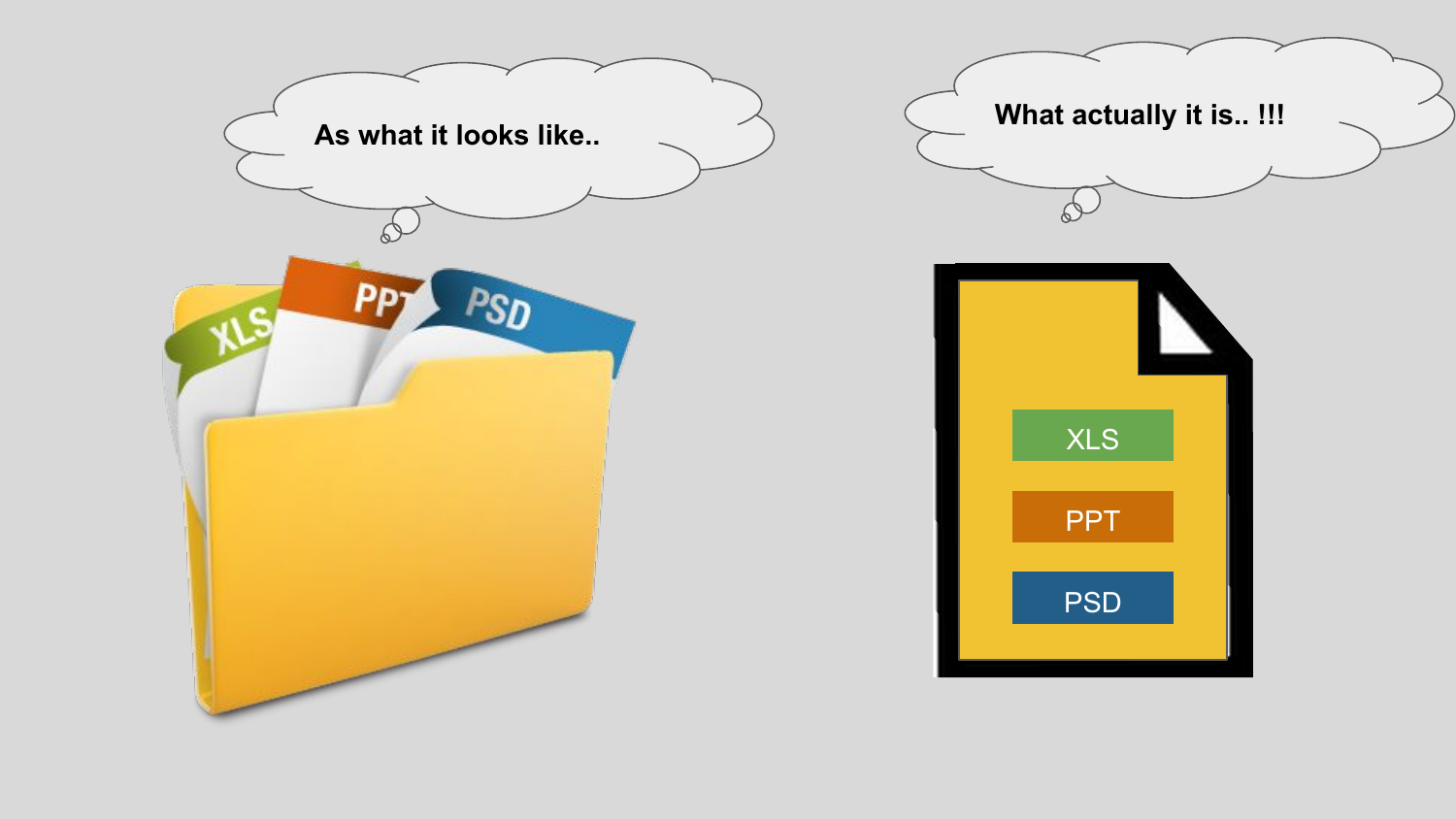As what it looks like..

XLS PPT PSD

What actually it is.. !!!

XLS

PPT

PSD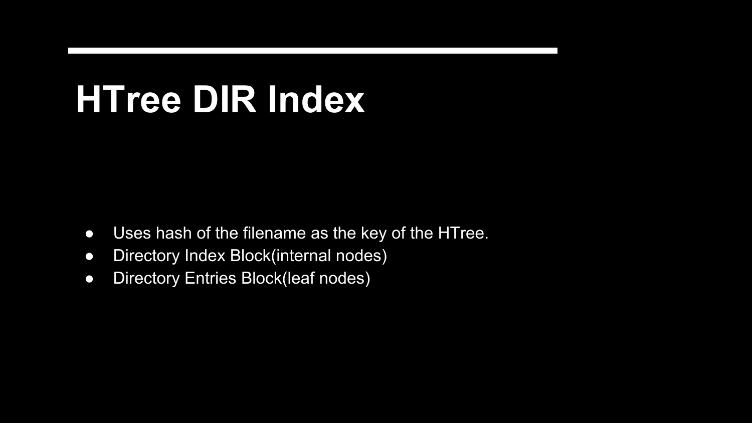# HTree DIR Index

- Uses hash of the filename as the key of the HTree.
- Directory Index Block(internal nodes)
- Directory Entries Block(leaf nodes)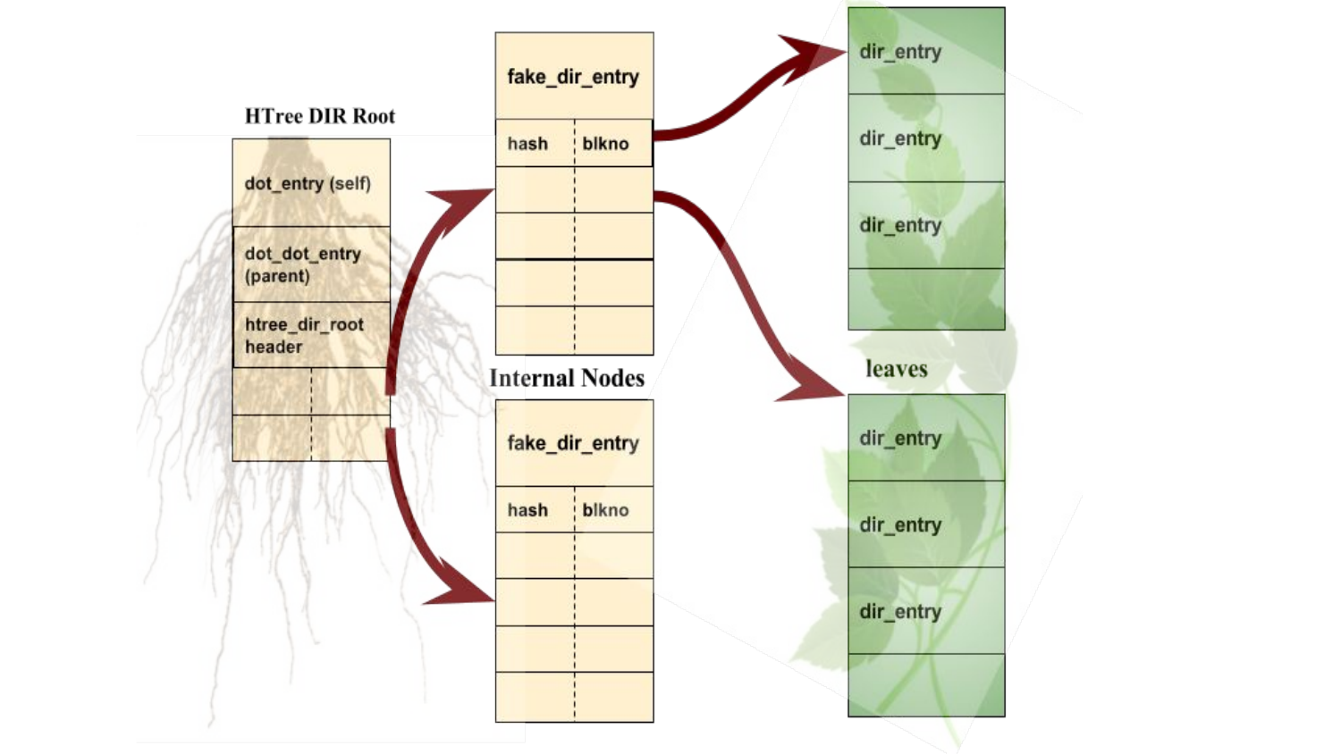HTree DIR Root

dot_entry (self)

dot_dot_entry (parent)

htree_dir_root header

Internal Nodes

fake_dir_entry

hash | blkno

fake_dir_entry

hash | blkno

leaves

dir_entry

dir_entry

dir_entry

dir_entry

dir_entry

dir_entry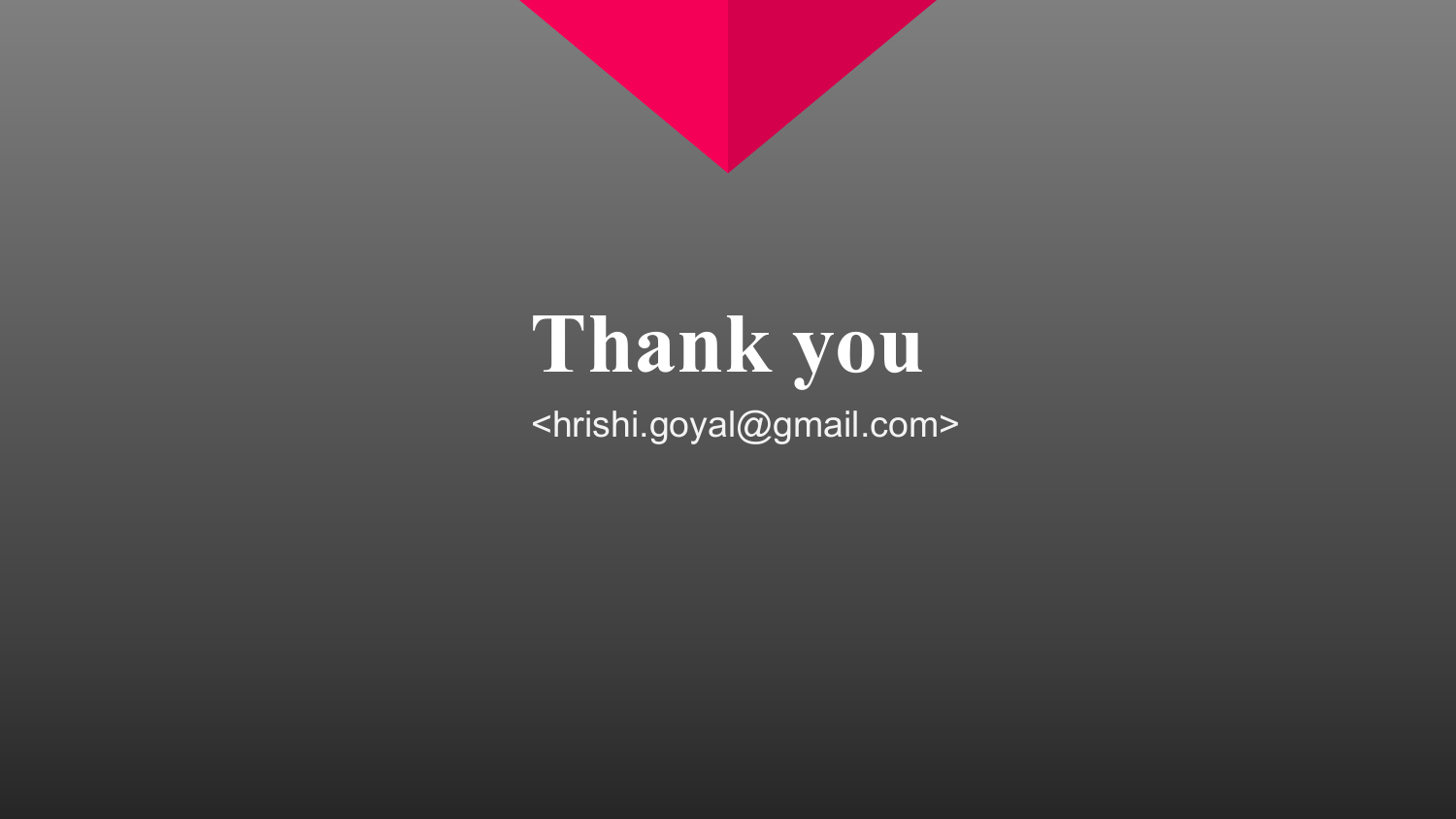# Thank you

<hrishi.goyal@gmail.com>